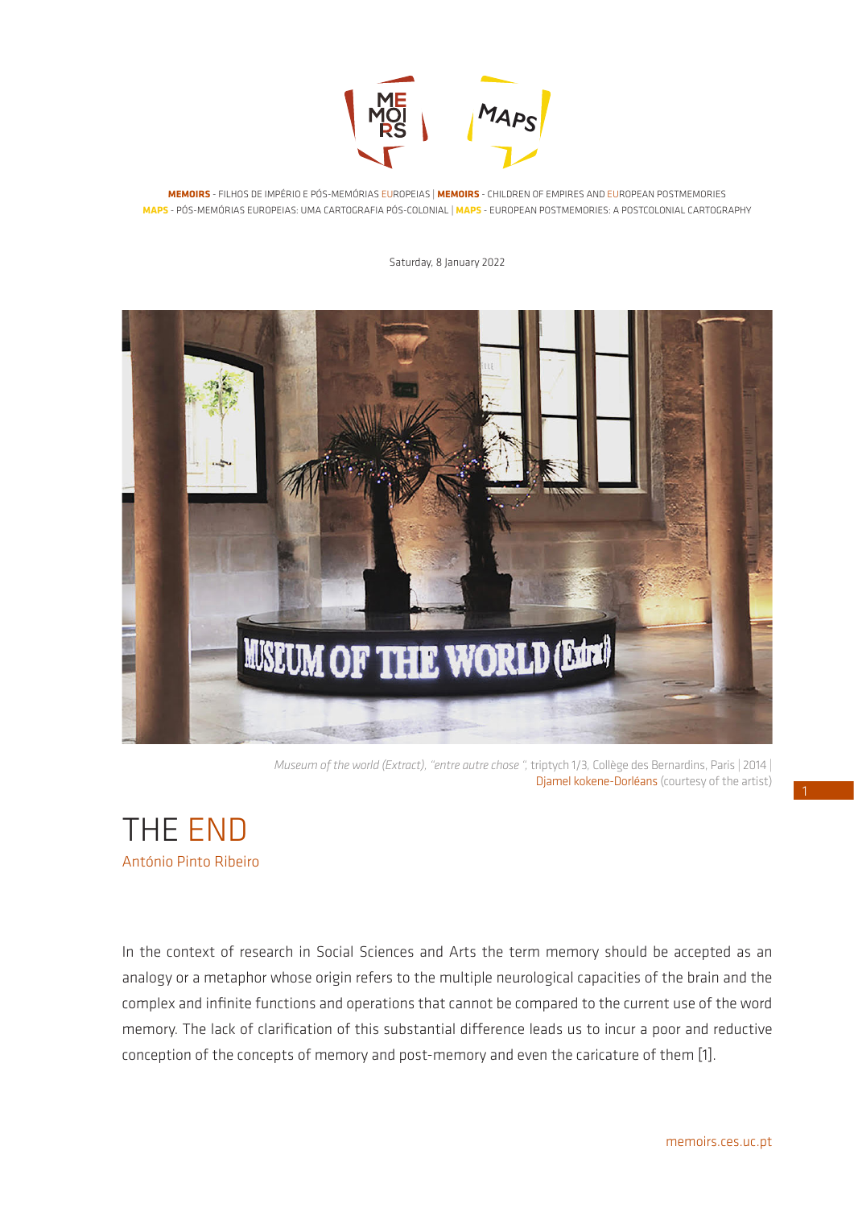**MEMOIRS** - FILHOS DE IMPÉRIO E PÓS-MEMÓRIAS EUROPEIAS | **MEMOIRS** - CHILDREN OF EMPIRES AND EUROPEAN POSTMEMORIES
**MAPS** - PÓS-MEMÓRIAS EUROPEIAS: UMA CARTOGRAFIA PÓS-COLONIAL | **MAPS** - EUROPEAN POSTMEMORIES: A POSTCOLONIAL CARTOGRAPHY

Saturday, 8 January 2022

*Museum of the world (Extract), "entre autre chose "*, triptych 1/3, Collège des Bernardins, Paris | 2014 | Djamel kokene-Dorléans (courtesy of the artist)

# THE END

António Pinto Ribeiro

In the context of research in Social Sciences and Arts the term memory should be accepted as an analogy or a metaphor whose origin refers to the multiple neurological capacities of the brain and the complex and infinite functions and operations that cannot be compared to the current use of the word memory. The lack of clarification of this substantial difference leads us to incur a poor and reductive conception of the concepts of memory and post-memory and even the caricature of them [1].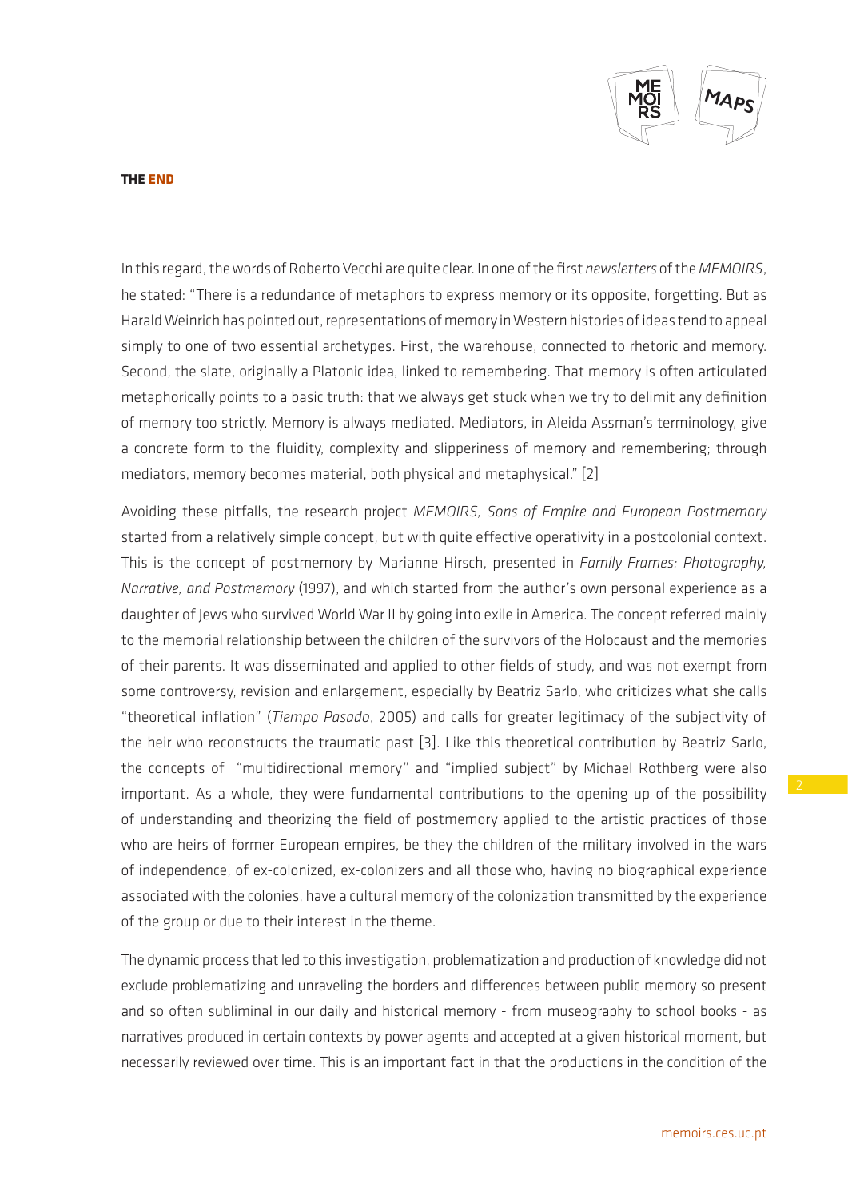In this regard, the words of Roberto Vecchi are quite clear. In one of the first *newsletters* of the *MEMOIRS*, he stated: "There is a redundance of metaphors to express memory or its opposite, forgetting. But as Harald Weinrich has pointed out, representations of memory in Western histories of ideas tend to appeal simply to one of two essential archetypes. First, the warehouse, connected to rhetoric and memory. Second, the slate, originally a Platonic idea, linked to remembering. That memory is often articulated metaphorically points to a basic truth: that we always get stuck when we try to delimit any definition of memory too strictly. Memory is always mediated. Mediators, in Aleida Assman's terminology, give a concrete form to the fluidity, complexity and slipperiness of memory and remembering; through mediators, memory becomes material, both physical and metaphysical." [2]

Avoiding these pitfalls, the research project *MEMOIRS, Sons of Empire and European Postmemory* started from a relatively simple concept, but with quite effective operativity in a postcolonial context. This is the concept of postmemory by Marianne Hirsch, presented in *Family Frames: Photography, Narrative, and Postmemory* (1997), and which started from the author's own personal experience as a daughter of Jews who survived World War II by going into exile in America. The concept referred mainly to the memorial relationship between the children of the survivors of the Holocaust and the memories of their parents. It was disseminated and applied to other fields of study, and was not exempt from some controversy, revision and enlargement, especially by Beatriz Sarlo, who criticizes what she calls "theoretical inflation" (*Tiempo Pasado*, 2005) and calls for greater legitimacy of the subjectivity of the heir who reconstructs the traumatic past [3]. Like this theoretical contribution by Beatriz Sarlo, the concepts of "multidirectional memory" and "implied subject" by Michael Rothberg were also important. As a whole, they were fundamental contributions to the opening up of the possibility of understanding and theorizing the field of postmemory applied to the artistic practices of those who are heirs of former European empires, be they the children of the military involved in the wars of independence, of ex-colonized, ex-colonizers and all those who, having no biographical experience associated with the colonies, have a cultural memory of the colonization transmitted by the experience of the group or due to their interest in the theme.

The dynamic process that led to this investigation, problematization and production of knowledge did not exclude problematizing and unraveling the borders and differences between public memory so present and so often subliminal in our daily and historical memory - from museography to school books - as narratives produced in certain contexts by power agents and accepted at a given historical moment, but necessarily reviewed over time. This is an important fact in that the productions in the condition of the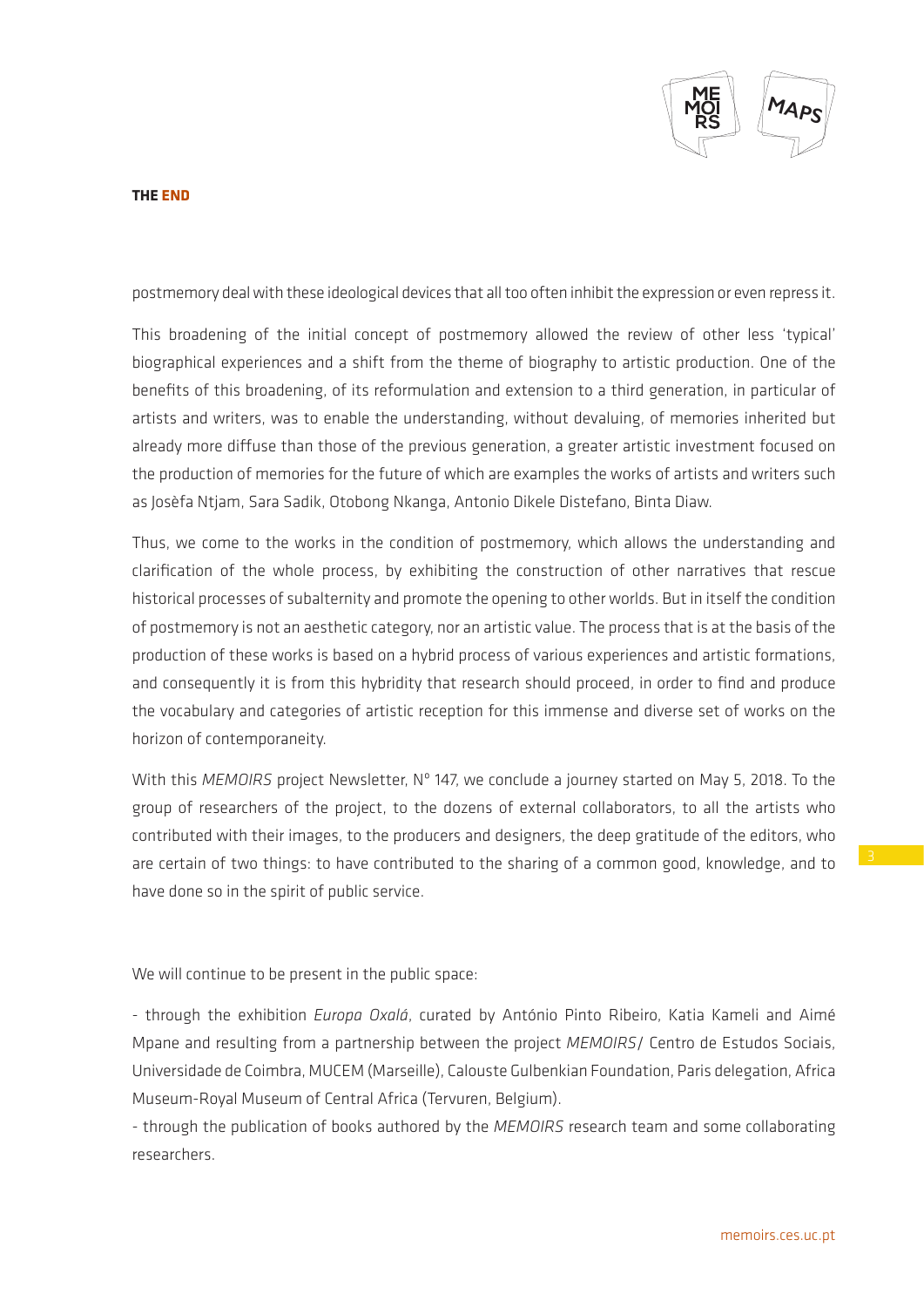**THE END**

postmemory deal with these ideological devices that all too often inhibit the expression or even repress it.

This broadening of the initial concept of postmemory allowed the review of other less 'typical' biographical experiences and a shift from the theme of biography to artistic production. One of the benefits of this broadening, of its reformulation and extension to a third generation, in particular of artists and writers, was to enable the understanding, without devaluing, of memories inherited but already more diffuse than those of the previous generation, a greater artistic investment focused on the production of memories for the future of which are examples the works of artists and writers such as Josèfa Ntjam, Sara Sadik, Otobong Nkanga, Antonio Dikele Distefano, Binta Diaw.

Thus, we come to the works in the condition of postmemory, which allows the understanding and clarification of the whole process, by exhibiting the construction of other narratives that rescue historical processes of subalternity and promote the opening to other worlds. But in itself the condition of postmemory is not an aesthetic category, nor an artistic value. The process that is at the basis of the production of these works is based on a hybrid process of various experiences and artistic formations, and consequently it is from this hybridity that research should proceed, in order to find and produce the vocabulary and categories of artistic reception for this immense and diverse set of works on the horizon of contemporaneity.

With this *MEMOIRS* project Newsletter, Nº 147, we conclude a journey started on May 5, 2018. To the group of researchers of the project, to the dozens of external collaborators, to all the artists who contributed with their images, to the producers and designers, the deep gratitude of the editors, who are certain of two things: to have contributed to the sharing of a common good, knowledge, and to have done so in the spirit of public service.

We will continue to be present in the public space:

- through the exhibition *Europa Oxalá*, curated by António Pinto Ribeiro, Katia Kameli and Aimé Mpane and resulting from a partnership between the project *MEMOIRS*/ Centro de Estudos Sociais, Universidade de Coimbra, MUCEM (Marseille), Calouste Gulbenkian Foundation, Paris delegation, Africa Museum-Royal Museum of Central Africa (Tervuren, Belgium).
- through the publication of books authored by the *MEMOIRS* research team and some collaborating researchers.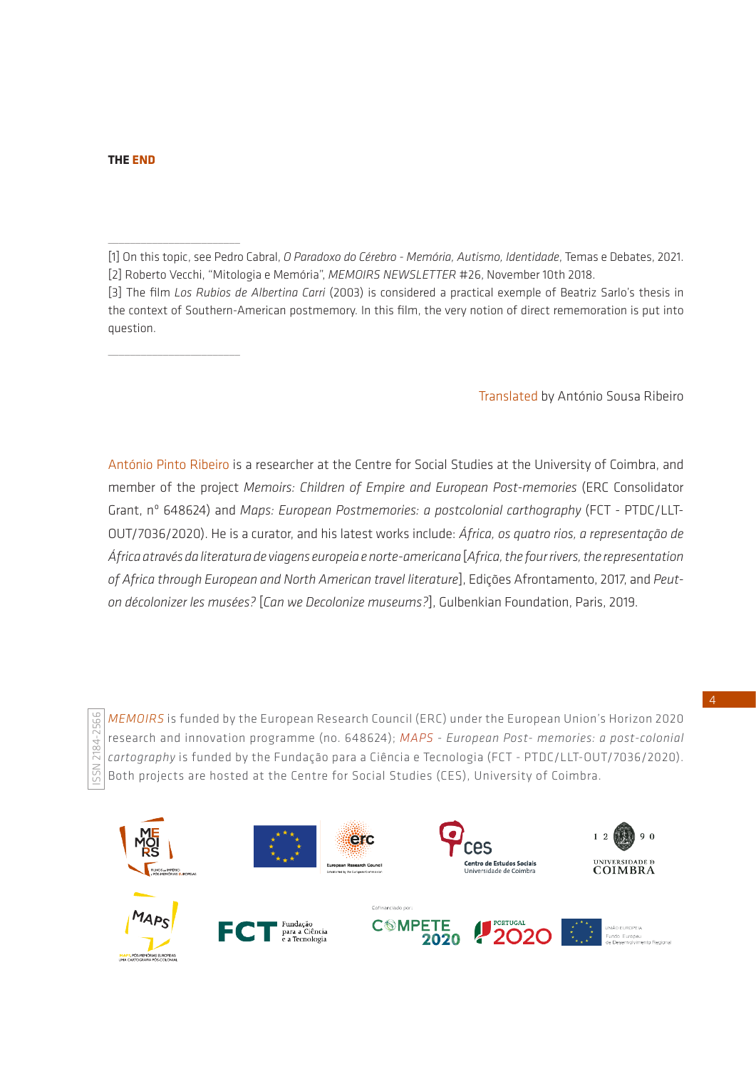**THE END**

---

[1] On this topic, see Pedro Cabral, *O Paradoxo do Cérebro - Memória, Autismo, Identidade*, Temas e Debates, 2021.
[2] Roberto Vecchi, “Mitologia e Memória”, *MEMOIRS NEWSLETTER* #26, November 10th 2018.
[3] The film *Los Rubios de Albertina Carri* (2003) is considered a practical exemple of Beatriz Sarlo's thesis in the context of Southern-American postmemory. In this film, the very notion of direct rememoration is put into question.

---

Translated by António Sousa Ribeiro

António Pinto Ribeiro is a researcher at the Centre for Social Studies at the University of Coimbra, and member of the project *Memoirs: Children of Empire and European Post-memories* (ERC Consolidator Grant, nº 648624) and *Maps: European Postmemories: a postcolonial carthography* (FCT - PTDC/LLT-OUT/7036/2020). He is a curator, and his latest works include: *África, os quatro rios, a representação de África através da literatura de viagens europeia e norte-americana* [*Africa, the four rivers, the representation of Africa through European and North American travel literature*], Edições Afrontamento, 2017, and *Peut-on décolonizer les musées?* [*Can we Decolonize museums?*], Gulbenkian Foundation, Paris, 2019.

ISSN 2184-2566

*MEMOIRS* is funded by the European Research Council (ERC) under the European Union's Horizon 2020 research and innovation programme (no. 648624); *MAPS - European Post- memories: a post-colonial cartography* is funded by the Fundação para a Ciência e Tecnologia (FCT - PTDC/LLT-OUT/7036/2020). Both projects are hosted at the Centre for Social Studies (CES), University of Coimbra.